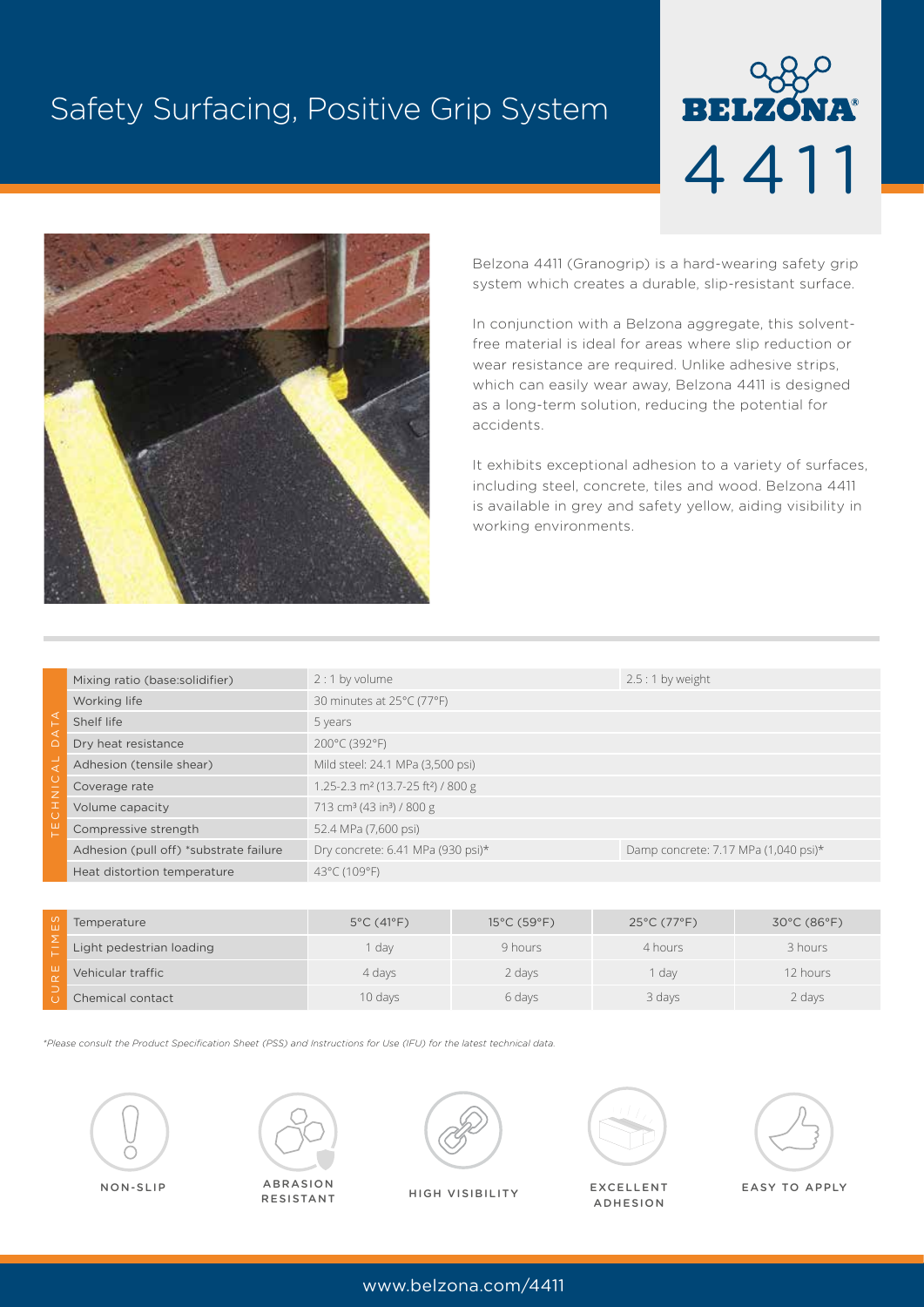# Safety Surfacing, Positive Grip System

**BELZONA® 4411**

Belzona 4411 (Granogrip) is a hard-wearing safety grip system which creates a durable, slip-resistant surface.

In conjunction with a Belzona aggregate, this solvent-free material is ideal for areas where slip reduction or wear resistance are required. Unlike adhesive strips, which can easily wear away, Belzona 4411 is designed as a long-term solution, reducing the potential for accidents.

It exhibits exceptional adhesion to a variety of surfaces, including steel, concrete, tiles and wood. Belzona 4411 is available in grey and safety yellow, aiding visibility in working environments.

## Technical Data

| Property | Value | |
|---|---|---|
| Mixing ratio (base:solidifier) | 2 : 1 by volume | 2.5 : 1 by weight |
| Working life | 30 minutes at 25°C (77°F) | |
| Shelf life | 5 years | |
| Dry heat resistance | 200°C (392°F) | |
| Adhesion (tensile shear) | Mild steel: 24.1 MPa (3,500 psi) | |
| Coverage rate | 1.25-2.3 m² (13.7-25 ft²) / 800 g | |
| Volume capacity | 713 cm³ (43 in³) / 800 g | |
| Compressive strength | 52.4 MPa (7,600 psi) | |
| Adhesion (pull off) *substrate failure | Dry concrete: 6.41 MPa (930 psi)* | Damp concrete: 7.17 MPa (1,040 psi)* |
| Heat distortion temperature | 43°C (109°F) | |

## Cure Times

| Temperature | 5°C (41°F) | 15°C (59°F) | 25°C (77°F) | 30°C (86°F) |
|---|---|---|---|---|
| Light pedestrian loading | 1 day | 9 hours | 4 hours | 3 hours |
| Vehicular traffic | 4 days | 2 days | 1 day | 12 hours |
| Chemical contact | 10 days | 6 days | 3 days | 2 days |

*\*Please consult the Product Specification Sheet (PSS) and Instructions for Use (IFU) for the latest technical data.*

NON-SLIP

ABRASION RESISTANT

HIGH VISIBILITY

EXCELLENT ADHESION

EASY TO APPLY

www.belzona.com/4411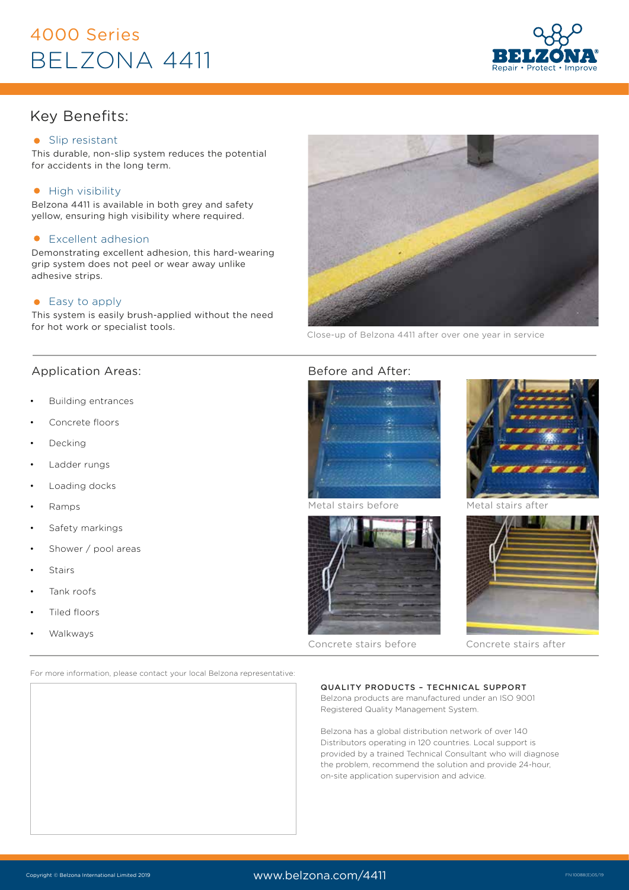# 4000 Series
# BELZONA 4411

## Key Benefits:

- **Slip resistant**
  This durable, non-slip system reduces the potential for accidents in the long term.
- **High visibility**
  Belzona 4411 is available in both grey and safety yellow, ensuring high visibility where required.
- **Excellent adhesion**
  Demonstrating excellent adhesion, this hard-wearing grip system does not peel or wear away unlike adhesive strips.
- **Easy to apply**
  This system is easily brush-applied without the need for hot work or specialist tools.

Close-up of Belzona 4411 after over one year in service

## Application Areas:

- Building entrances
- Concrete floors
- Decking
- Ladder rungs
- Loading docks
- Ramps
- Safety markings
- Shower / pool areas
- Stairs
- Tank roofs
- Tiled floors
- Walkways

## Before and After:

Metal stairs before

Metal stairs after

Concrete stairs before

Concrete stairs after

For more information, please contact your local Belzona representative:

**QUALITY PRODUCTS – TECHNICAL SUPPORT**

Belzona products are manufactured under an ISO 9001 Registered Quality Management System.

Belzona has a global distribution network of over 140 Distributors operating in 120 countries. Local support is provided by a trained Technical Consultant who will diagnose the problem, recommend the solution and provide 24-hour, on-site application supervision and advice.

Copyright © Belzona International Limited 2019

www.belzona.com/4411

FN10088(E)05/19